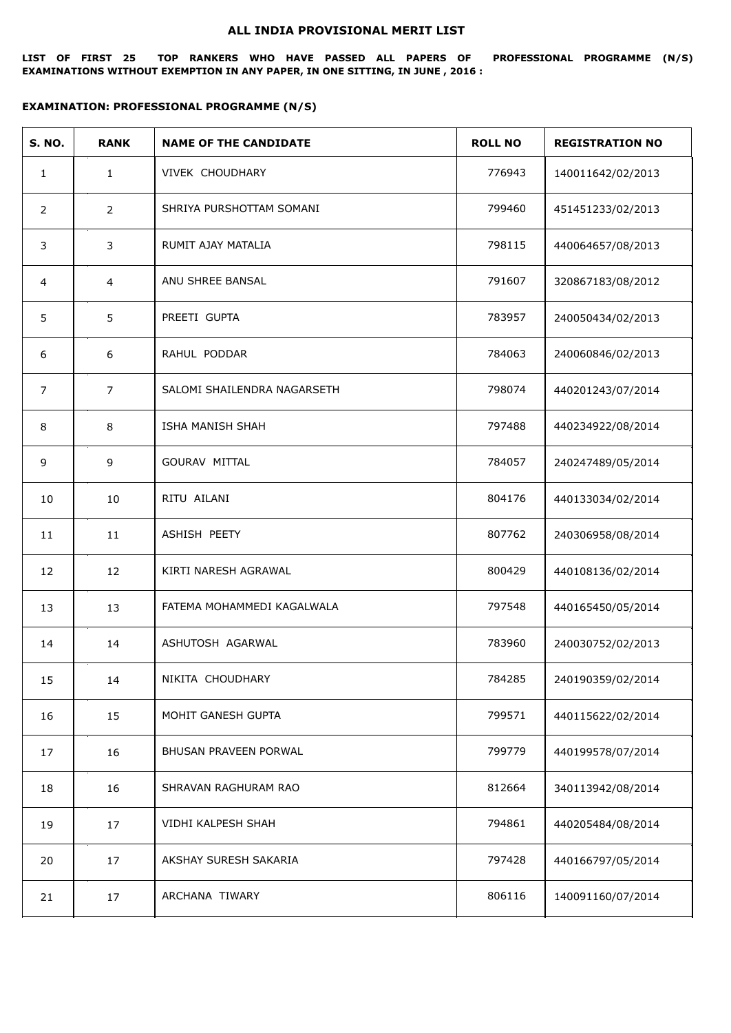# ALL INDIA PROVISIONAL MERIT LIST

**LIST OF FIRST 25 TOP RANKERS WHO HAVE PASSED ALL PAPERS OF PROFESSIONAL PROGRAMME (N/S) EXAMINATIONS WITHOUT EXEMPTION IN ANY PAPER, IN ONE SITTING, IN JUNE , 2016 :**

**EXAMINATION: PROFESSIONAL PROGRAMME (N/S)**

| S. NO. | RANK | NAME OF THE CANDIDATE | ROLL NO | REGISTRATION NO |
|---|---|---|---|---|
| 1 | 1 | VIVEK CHOUDHARY | 776943 | 140011642/02/2013 |
| 2 | 2 | SHRIYA PURSHOTTAM SOMANI | 799460 | 451451233/02/2013 |
| 3 | 3 | RUMIT AJAY MATALIA | 798115 | 440064657/08/2013 |
| 4 | 4 | ANU SHREE BANSAL | 791607 | 320867183/08/2012 |
| 5 | 5 | PREETI GUPTA | 783957 | 240050434/02/2013 |
| 6 | 6 | RAHUL PODDAR | 784063 | 240060846/02/2013 |
| 7 | 7 | SALOMI SHAILENDRA NAGARSETH | 798074 | 440201243/07/2014 |
| 8 | 8 | ISHA MANISH SHAH | 797488 | 440234922/08/2014 |
| 9 | 9 | GOURAV MITTAL | 784057 | 240247489/05/2014 |
| 10 | 10 | RITU AILANI | 804176 | 440133034/02/2014 |
| 11 | 11 | ASHISH PEETY | 807762 | 240306958/08/2014 |
| 12 | 12 | KIRTI NARESH AGRAWAL | 800429 | 440108136/02/2014 |
| 13 | 13 | FATEMA MOHAMMEDI KAGALWALA | 797548 | 440165450/05/2014 |
| 14 | 14 | ASHUTOSH AGARWAL | 783960 | 240030752/02/2013 |
| 15 | 14 | NIKITA CHOUDHARY | 784285 | 240190359/02/2014 |
| 16 | 15 | MOHIT GANESH GUPTA | 799571 | 440115622/02/2014 |
| 17 | 16 | BHUSAN PRAVEEN PORWAL | 799779 | 440199578/07/2014 |
| 18 | 16 | SHRAVAN RAGHURAM RAO | 812664 | 340113942/08/2014 |
| 19 | 17 | VIDHI KALPESH SHAH | 794861 | 440205484/08/2014 |
| 20 | 17 | AKSHAY SURESH SAKARIA | 797428 | 440166797/05/2014 |
| 21 | 17 | ARCHANA TIWARY | 806116 | 140091160/07/2014 |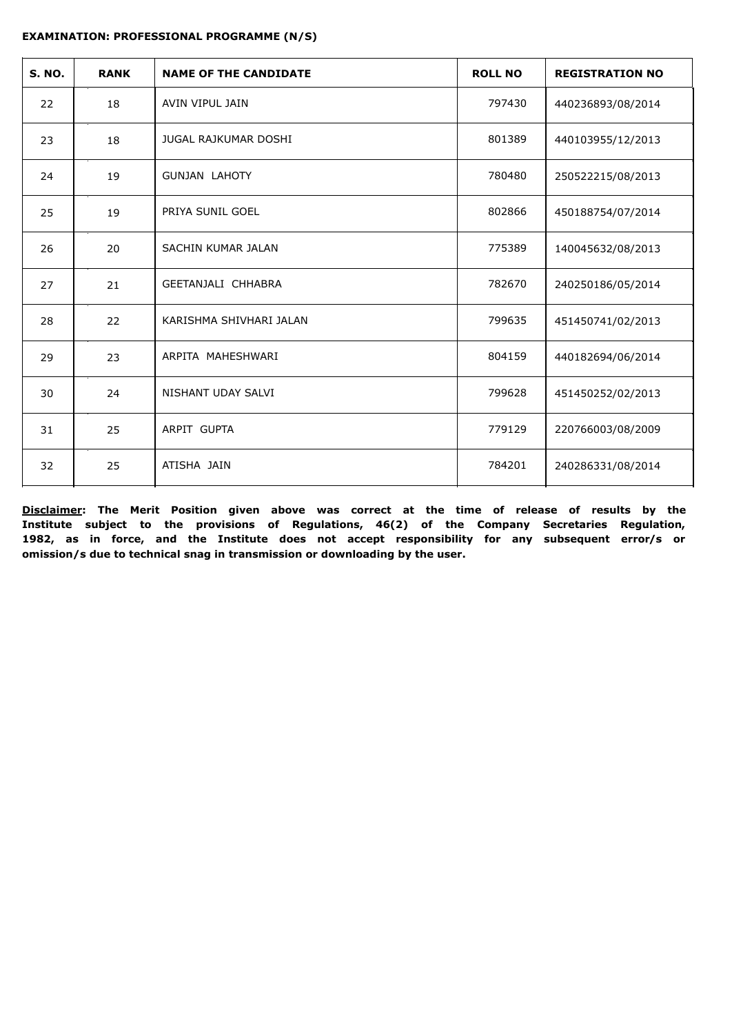**EXAMINATION: PROFESSIONAL PROGRAMME (N/S)**

| S. NO. | RANK | NAME OF THE CANDIDATE | ROLL NO | REGISTRATION NO |
|---|---|---|---|---|
| 22 | 18 | AVIN VIPUL JAIN | 797430 | 440236893/08/2014 |
| 23 | 18 | JUGAL RAJKUMAR DOSHI | 801389 | 440103955/12/2013 |
| 24 | 19 | GUNJAN LAHOTY | 780480 | 250522215/08/2013 |
| 25 | 19 | PRIYA SUNIL GOEL | 802866 | 450188754/07/2014 |
| 26 | 20 | SACHIN KUMAR JALAN | 775389 | 140045632/08/2013 |
| 27 | 21 | GEETANJALI CHHABRA | 782670 | 240250186/05/2014 |
| 28 | 22 | KARISHMA SHIVHARI JALAN | 799635 | 451450741/02/2013 |
| 29 | 23 | ARPITA MAHESHWARI | 804159 | 440182694/06/2014 |
| 30 | 24 | NISHANT UDAY SALVI | 799628 | 451450252/02/2013 |
| 31 | 25 | ARPIT GUPTA | 779129 | 220766003/08/2009 |
| 32 | 25 | ATISHA JAIN | 784201 | 240286331/08/2014 |

**Disclaimer: The Merit Position given above was correct at the time of release of results by the Institute subject to the provisions of Regulations, 46(2) of the Company Secretaries Regulation, 1982, as in force, and the Institute does not accept responsibility for any subsequent error/s or omission/s due to technical snag in transmission or downloading by the user.**